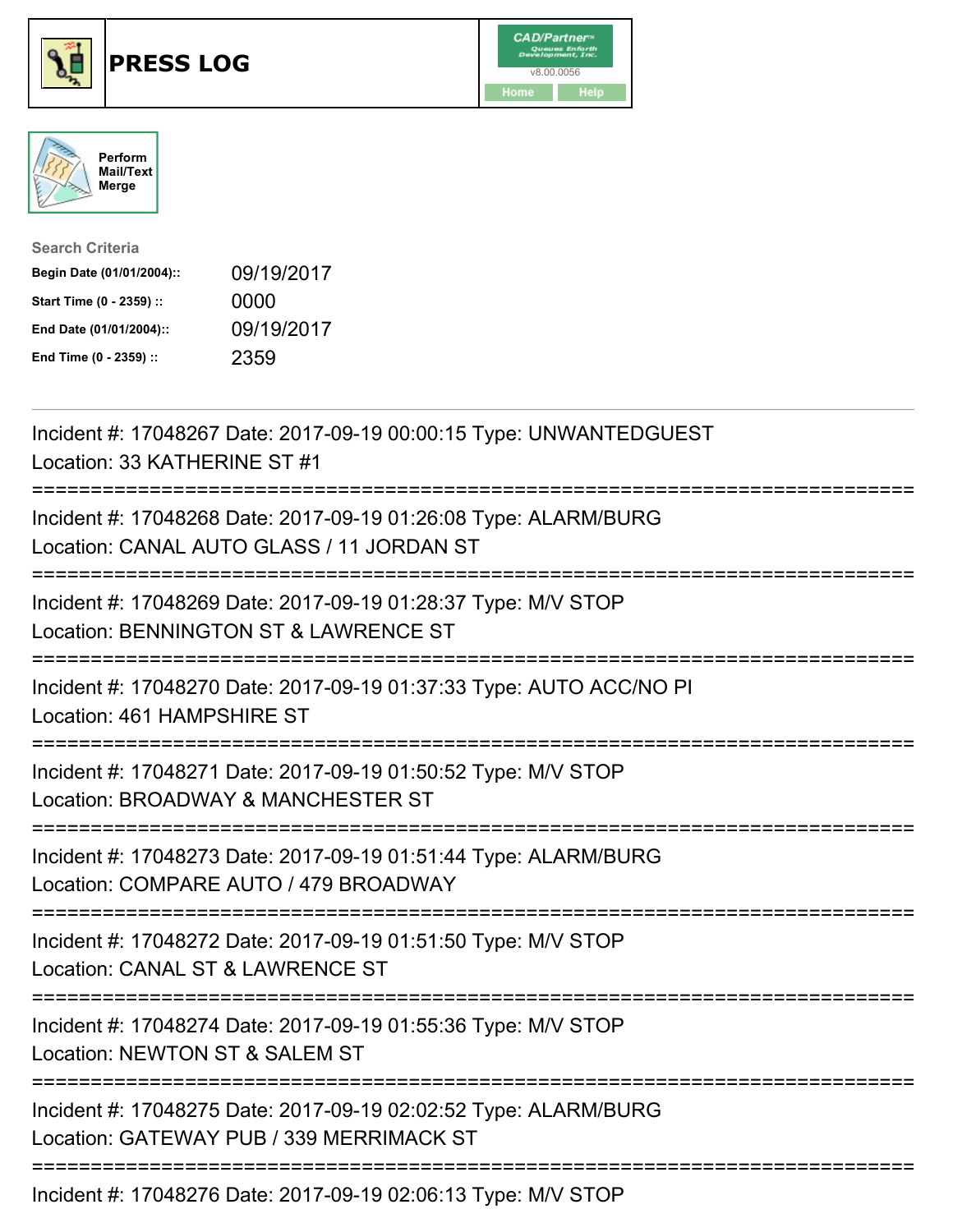# PRESS LOG

CAD/Partner™ Queues Enforth Development, Inc. v8.00.0056

Home Help

Perform Mail/Text Merge

**Search Criteria**

| | |
|---|---|
| **Begin Date (01/01/2004)::** | 09/19/2017 |
| **Start Time (0 - 2359) ::** | 0000 |
| **End Date (01/01/2004)::** | 09/19/2017 |
| **End Time (0 - 2359) ::** | 2359 |

Incident #: 17048267 Date: 2017-09-19 00:00:15 Type: UNWANTEDGUEST
Location: 33 KATHERINE ST #1

===========================================================================

Incident #: 17048268 Date: 2017-09-19 01:26:08 Type: ALARM/BURG
Location: CANAL AUTO GLASS / 11 JORDAN ST

===========================================================================

Incident #: 17048269 Date: 2017-09-19 01:28:37 Type: M/V STOP
Location: BENNINGTON ST & LAWRENCE ST

===========================================================================

Incident #: 17048270 Date: 2017-09-19 01:37:33 Type: AUTO ACC/NO PI
Location: 461 HAMPSHIRE ST

===========================================================================

Incident #: 17048271 Date: 2017-09-19 01:50:52 Type: M/V STOP
Location: BROADWAY & MANCHESTER ST

===========================================================================

Incident #: 17048273 Date: 2017-09-19 01:51:44 Type: ALARM/BURG
Location: COMPARE AUTO / 479 BROADWAY

===========================================================================

Incident #: 17048272 Date: 2017-09-19 01:51:50 Type: M/V STOP
Location: CANAL ST & LAWRENCE ST

===========================================================================

Incident #: 17048274 Date: 2017-09-19 01:55:36 Type: M/V STOP
Location: NEWTON ST & SALEM ST

===========================================================================

Incident #: 17048275 Date: 2017-09-19 02:02:52 Type: ALARM/BURG
Location: GATEWAY PUB / 339 MERRIMACK ST

===========================================================================

Incident #: 17048276 Date: 2017-09-19 02:06:13 Type: M/V STOP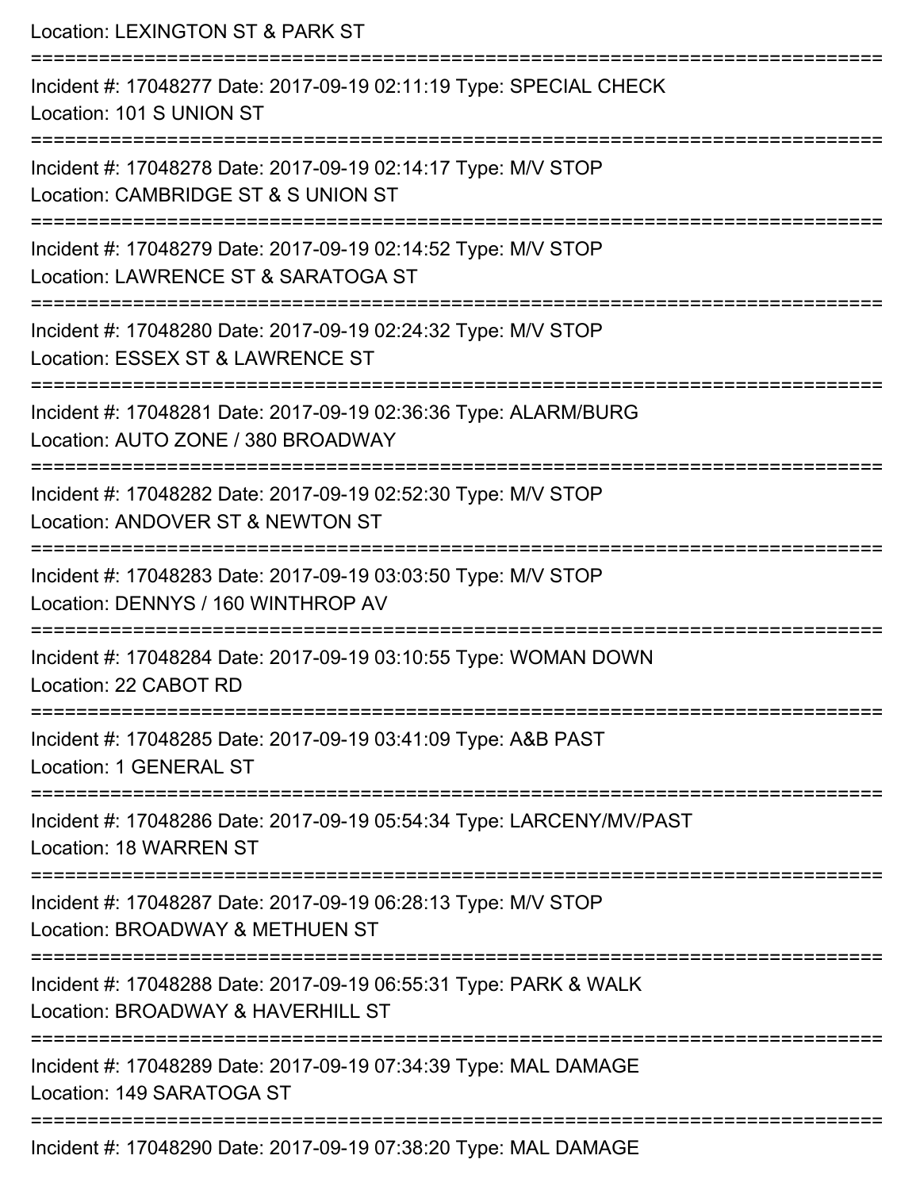Location: LEXINGTON ST & PARK ST

===========================================================================

Incident #: 17048277 Date: 2017-09-19 02:11:19 Type: SPECIAL CHECK
Location: 101 S UNION ST

===========================================================================

Incident #: 17048278 Date: 2017-09-19 02:14:17 Type: M/V STOP
Location: CAMBRIDGE ST & S UNION ST

===========================================================================

Incident #: 17048279 Date: 2017-09-19 02:14:52 Type: M/V STOP
Location: LAWRENCE ST & SARATOGA ST

===========================================================================

Incident #: 17048280 Date: 2017-09-19 02:24:32 Type: M/V STOP
Location: ESSEX ST & LAWRENCE ST

===========================================================================

Incident #: 17048281 Date: 2017-09-19 02:36:36 Type: ALARM/BURG
Location: AUTO ZONE / 380 BROADWAY

===========================================================================

Incident #: 17048282 Date: 2017-09-19 02:52:30 Type: M/V STOP
Location: ANDOVER ST & NEWTON ST

===========================================================================

Incident #: 17048283 Date: 2017-09-19 03:03:50 Type: M/V STOP
Location: DENNYS / 160 WINTHROP AV

===========================================================================

Incident #: 17048284 Date: 2017-09-19 03:10:55 Type: WOMAN DOWN
Location: 22 CABOT RD

===========================================================================

Incident #: 17048285 Date: 2017-09-19 03:41:09 Type: A&B PAST
Location: 1 GENERAL ST

===========================================================================

Incident #: 17048286 Date: 2017-09-19 05:54:34 Type: LARCENY/MV/PAST
Location: 18 WARREN ST

===========================================================================

Incident #: 17048287 Date: 2017-09-19 06:28:13 Type: M/V STOP
Location: BROADWAY & METHUEN ST

===========================================================================

Incident #: 17048288 Date: 2017-09-19 06:55:31 Type: PARK & WALK
Location: BROADWAY & HAVERHILL ST

===========================================================================

Incident #: 17048289 Date: 2017-09-19 07:34:39 Type: MAL DAMAGE
Location: 149 SARATOGA ST

===========================================================================

Incident #: 17048290 Date: 2017-09-19 07:38:20 Type: MAL DAMAGE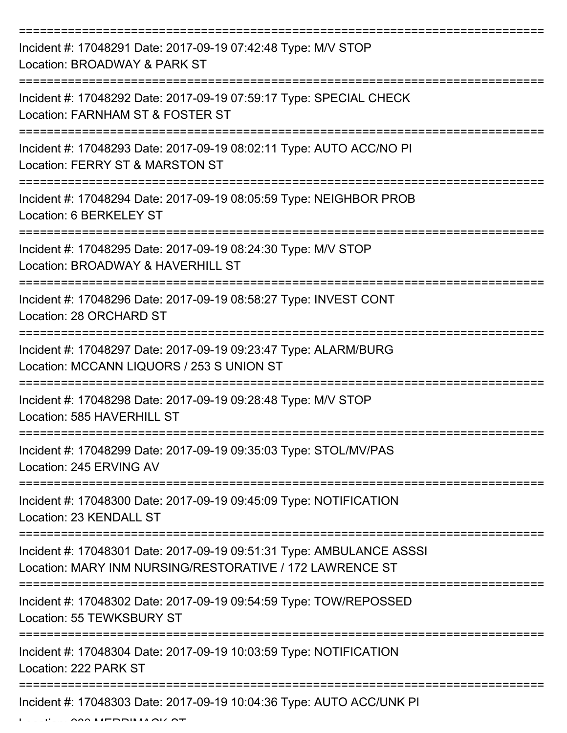===========================================================================

Incident #: 17048291 Date: 2017-09-19 07:42:48 Type: M/V STOP
Location: BROADWAY & PARK ST

===========================================================================

Incident #: 17048292 Date: 2017-09-19 07:59:17 Type: SPECIAL CHECK
Location: FARNHAM ST & FOSTER ST

===========================================================================

Incident #: 17048293 Date: 2017-09-19 08:02:11 Type: AUTO ACC/NO PI
Location: FERRY ST & MARSTON ST

===========================================================================

Incident #: 17048294 Date: 2017-09-19 08:05:59 Type: NEIGHBOR PROB
Location: 6 BERKELEY ST

===========================================================================

Incident #: 17048295 Date: 2017-09-19 08:24:30 Type: M/V STOP
Location: BROADWAY & HAVERHILL ST

===========================================================================

Incident #: 17048296 Date: 2017-09-19 08:58:27 Type: INVEST CONT
Location: 28 ORCHARD ST

===========================================================================

Incident #: 17048297 Date: 2017-09-19 09:23:47 Type: ALARM/BURG
Location: MCCANN LIQUORS / 253 S UNION ST

===========================================================================

Incident #: 17048298 Date: 2017-09-19 09:28:48 Type: M/V STOP
Location: 585 HAVERHILL ST

===========================================================================

Incident #: 17048299 Date: 2017-09-19 09:35:03 Type: STOL/MV/PAS
Location: 245 ERVING AV

===========================================================================

Incident #: 17048300 Date: 2017-09-19 09:45:09 Type: NOTIFICATION
Location: 23 KENDALL ST

===========================================================================

Incident #: 17048301 Date: 2017-09-19 09:51:31 Type: AMBULANCE ASSSI
Location: MARY INM NURSING/RESTORATIVE / 172 LAWRENCE ST

===========================================================================

Incident #: 17048302 Date: 2017-09-19 09:54:59 Type: TOW/REPOSSED
Location: 55 TEWKSBURY ST

===========================================================================

Incident #: 17048304 Date: 2017-09-19 10:03:59 Type: NOTIFICATION
Location: 222 PARK ST

===========================================================================

Incident #: 17048303 Date: 2017-09-19 10:04:36 Type: AUTO ACC/UNK PI
Location: 280 MERRIMACK ST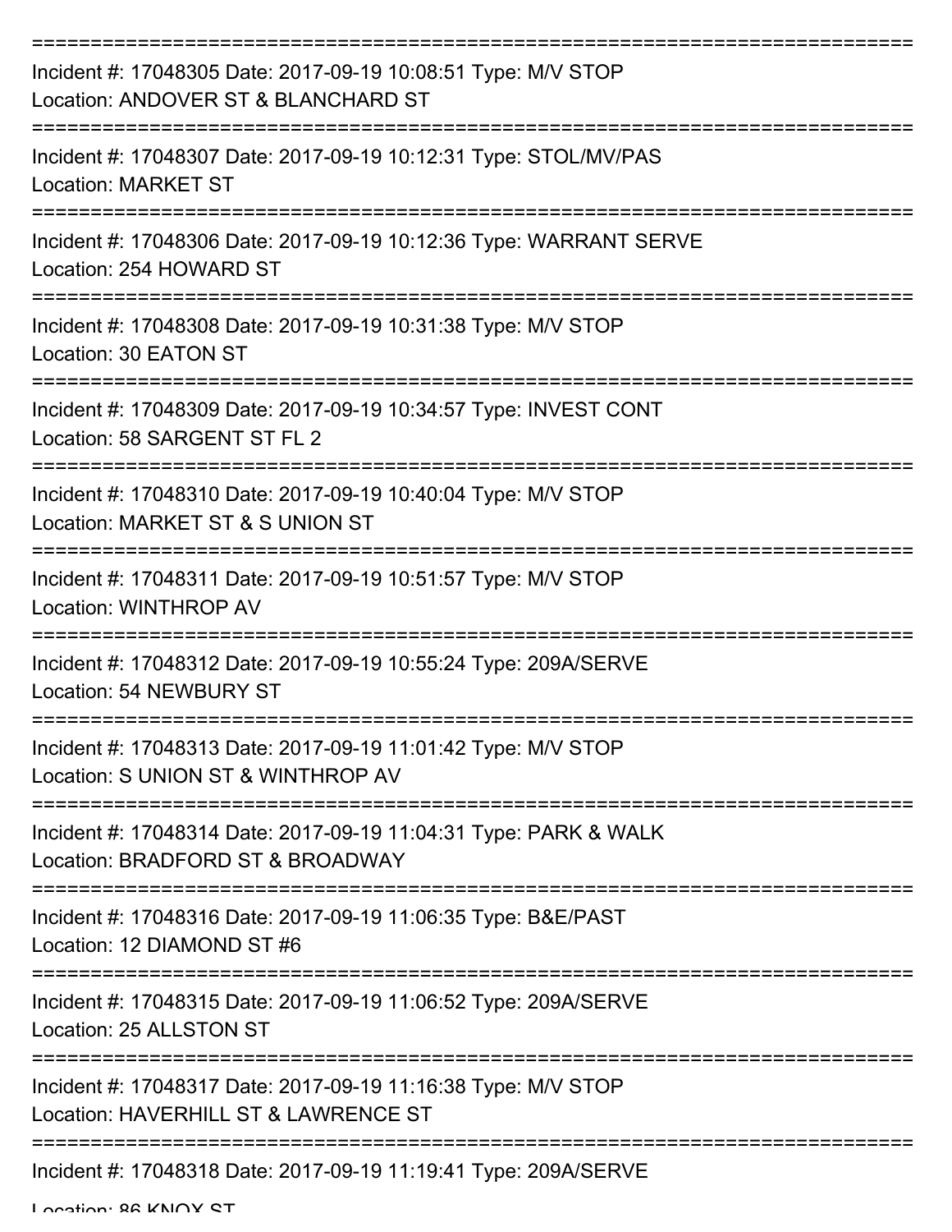===========================================================================
Incident #: 17048305 Date: 2017-09-19 10:08:51 Type: M/V STOP
Location: ANDOVER ST & BLANCHARD ST
===========================================================================
Incident #: 17048307 Date: 2017-09-19 10:12:31 Type: STOL/MV/PAS
Location: MARKET ST
===========================================================================
Incident #: 17048306 Date: 2017-09-19 10:12:36 Type: WARRANT SERVE
Location: 254 HOWARD ST
===========================================================================
Incident #: 17048308 Date: 2017-09-19 10:31:38 Type: M/V STOP
Location: 30 EATON ST
===========================================================================
Incident #: 17048309 Date: 2017-09-19 10:34:57 Type: INVEST CONT
Location: 58 SARGENT ST FL 2
===========================================================================
Incident #: 17048310 Date: 2017-09-19 10:40:04 Type: M/V STOP
Location: MARKET ST & S UNION ST
===========================================================================
Incident #: 17048311 Date: 2017-09-19 10:51:57 Type: M/V STOP
Location: WINTHROP AV
===========================================================================
Incident #: 17048312 Date: 2017-09-19 10:55:24 Type: 209A/SERVE
Location: 54 NEWBURY ST
===========================================================================
Incident #: 17048313 Date: 2017-09-19 11:01:42 Type: M/V STOP
Location: S UNION ST & WINTHROP AV
===========================================================================
Incident #: 17048314 Date: 2017-09-19 11:04:31 Type: PARK & WALK
Location: BRADFORD ST & BROADWAY
===========================================================================
Incident #: 17048316 Date: 2017-09-19 11:06:35 Type: B&E/PAST
Location: 12 DIAMOND ST #6
===========================================================================
Incident #: 17048315 Date: 2017-09-19 11:06:52 Type: 209A/SERVE
Location: 25 ALLSTON ST
===========================================================================
Incident #: 17048317 Date: 2017-09-19 11:16:38 Type: M/V STOP
Location: HAVERHILL ST & LAWRENCE ST
===========================================================================
Incident #: 17048318 Date: 2017-09-19 11:19:41 Type: 209A/SERVE
Location: 86 KNOX ST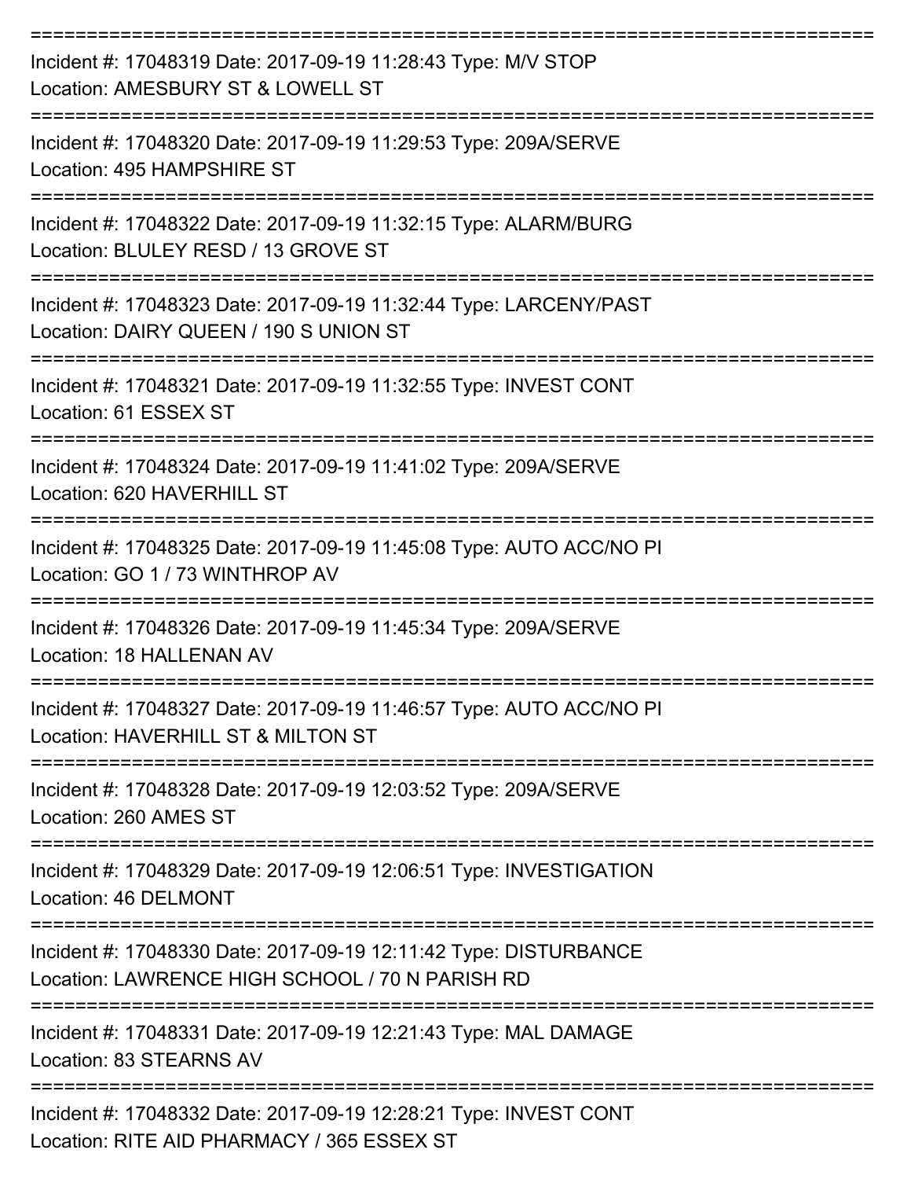===========================================================================

Incident #: 17048319 Date: 2017-09-19 11:28:43 Type: M/V STOP

Location: AMESBURY ST & LOWELL ST

===========================================================================

Incident #: 17048320 Date: 2017-09-19 11:29:53 Type: 209A/SERVE

Location: 495 HAMPSHIRE ST

===========================================================================

Incident #: 17048322 Date: 2017-09-19 11:32:15 Type: ALARM/BURG

Location: BLULEY RESD / 13 GROVE ST

===========================================================================

Incident #: 17048323 Date: 2017-09-19 11:32:44 Type: LARCENY/PAST

Location: DAIRY QUEEN / 190 S UNION ST

===========================================================================

Incident #: 17048321 Date: 2017-09-19 11:32:55 Type: INVEST CONT

Location: 61 ESSEX ST

===========================================================================

Incident #: 17048324 Date: 2017-09-19 11:41:02 Type: 209A/SERVE

Location: 620 HAVERHILL ST

===========================================================================

Incident #: 17048325 Date: 2017-09-19 11:45:08 Type: AUTO ACC/NO PI

Location: GO 1 / 73 WINTHROP AV

===========================================================================

Incident #: 17048326 Date: 2017-09-19 11:45:34 Type: 209A/SERVE

Location: 18 HALLENAN AV

===========================================================================

Incident #: 17048327 Date: 2017-09-19 11:46:57 Type: AUTO ACC/NO PI

Location: HAVERHILL ST & MILTON ST

===========================================================================

Incident #: 17048328 Date: 2017-09-19 12:03:52 Type: 209A/SERVE

Location: 260 AMES ST

===========================================================================

Incident #: 17048329 Date: 2017-09-19 12:06:51 Type: INVESTIGATION

Location: 46 DELMONT

===========================================================================

Incident #: 17048330 Date: 2017-09-19 12:11:42 Type: DISTURBANCE

Location: LAWRENCE HIGH SCHOOL / 70 N PARISH RD

===========================================================================

Incident #: 17048331 Date: 2017-09-19 12:21:43 Type: MAL DAMAGE

Location: 83 STEARNS AV

===========================================================================

Incident #: 17048332 Date: 2017-09-19 12:28:21 Type: INVEST CONT

Location: RITE AID PHARMACY / 365 ESSEX ST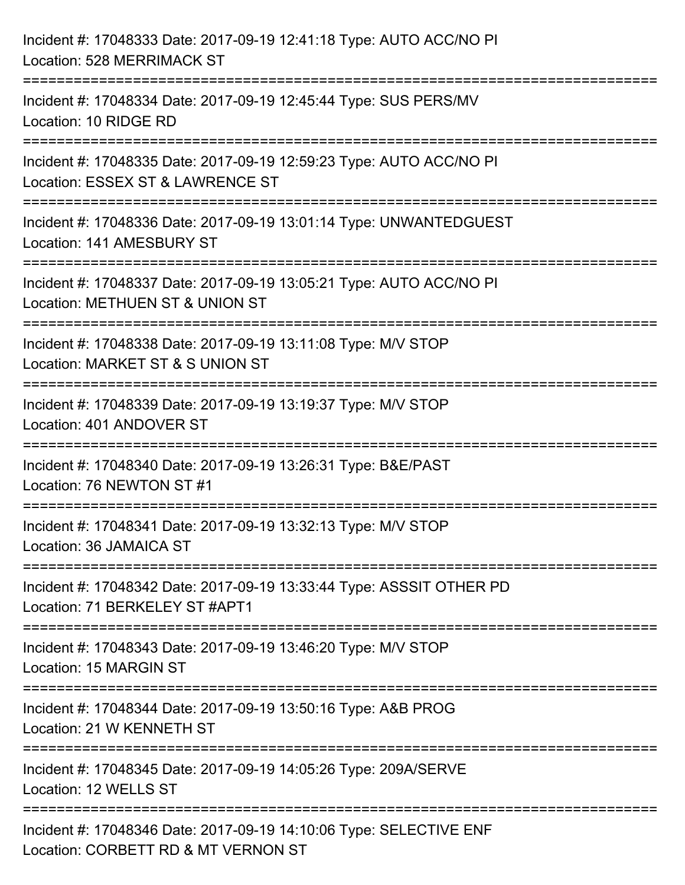Incident #: 17048333 Date: 2017-09-19 12:41:18 Type: AUTO ACC/NO PI
Location: 528 MERRIMACK ST

===========================================================================

Incident #: 17048334 Date: 2017-09-19 12:45:44 Type: SUS PERS/MV
Location: 10 RIDGE RD

===========================================================================

Incident #: 17048335 Date: 2017-09-19 12:59:23 Type: AUTO ACC/NO PI
Location: ESSEX ST & LAWRENCE ST

===========================================================================

Incident #: 17048336 Date: 2017-09-19 13:01:14 Type: UNWANTEDGUEST
Location: 141 AMESBURY ST

===========================================================================

Incident #: 17048337 Date: 2017-09-19 13:05:21 Type: AUTO ACC/NO PI
Location: METHUEN ST & UNION ST

===========================================================================

Incident #: 17048338 Date: 2017-09-19 13:11:08 Type: M/V STOP
Location: MARKET ST & S UNION ST

===========================================================================

Incident #: 17048339 Date: 2017-09-19 13:19:37 Type: M/V STOP
Location: 401 ANDOVER ST

===========================================================================

Incident #: 17048340 Date: 2017-09-19 13:26:31 Type: B&E/PAST
Location: 76 NEWTON ST #1

===========================================================================

Incident #: 17048341 Date: 2017-09-19 13:32:13 Type: M/V STOP
Location: 36 JAMAICA ST

===========================================================================

Incident #: 17048342 Date: 2017-09-19 13:33:44 Type: ASSSIT OTHER PD
Location: 71 BERKELEY ST #APT1

===========================================================================

Incident #: 17048343 Date: 2017-09-19 13:46:20 Type: M/V STOP
Location: 15 MARGIN ST

===========================================================================

Incident #: 17048344 Date: 2017-09-19 13:50:16 Type: A&B PROG
Location: 21 W KENNETH ST

===========================================================================

Incident #: 17048345 Date: 2017-09-19 14:05:26 Type: 209A/SERVE
Location: 12 WELLS ST

===========================================================================

Incident #: 17048346 Date: 2017-09-19 14:10:06 Type: SELECTIVE ENF
Location: CORBETT RD & MT VERNON ST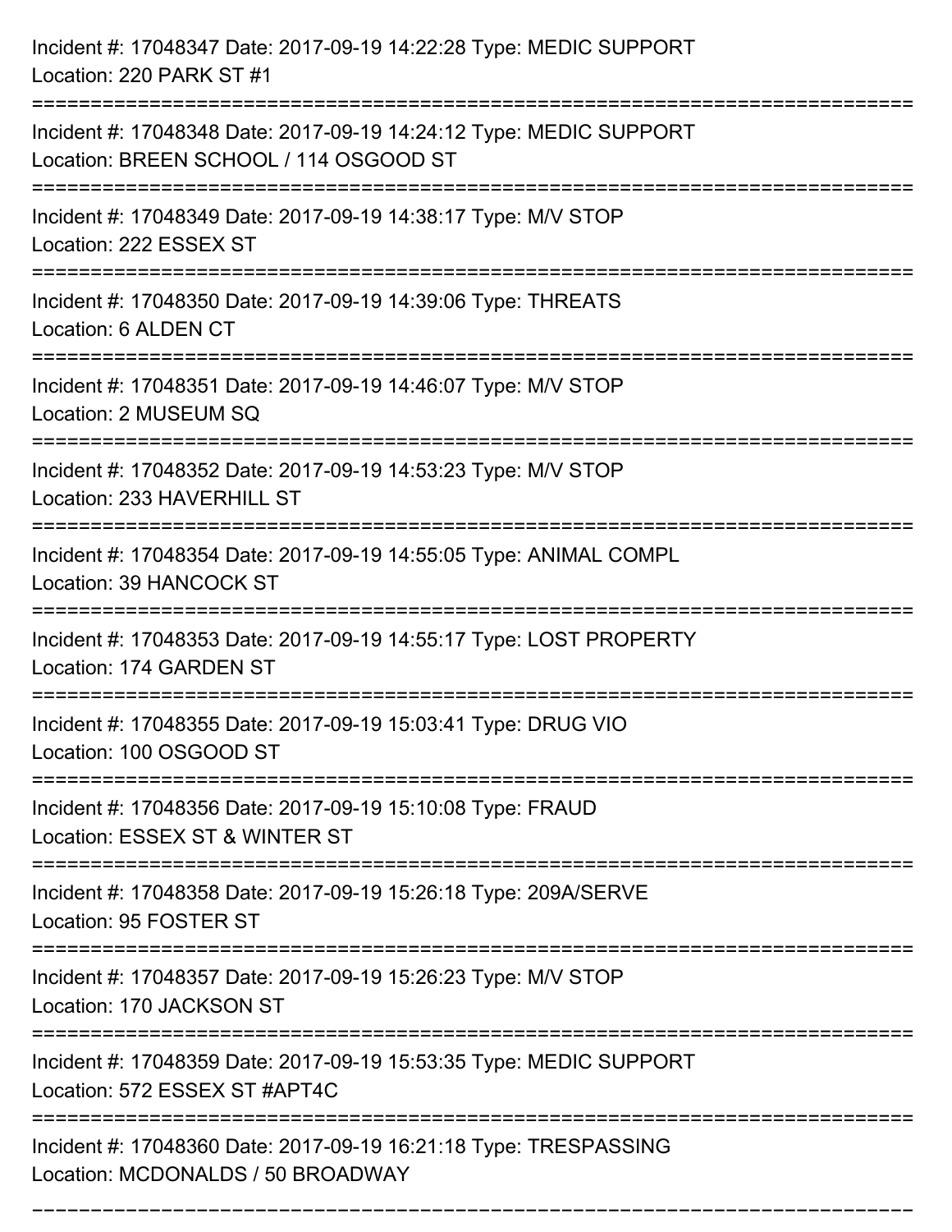Incident #: 17048347 Date: 2017-09-19 14:22:28 Type: MEDIC SUPPORT
Location: 220 PARK ST #1

===========================================================================

Incident #: 17048348 Date: 2017-09-19 14:24:12 Type: MEDIC SUPPORT
Location: BREEN SCHOOL / 114 OSGOOD ST

===========================================================================

Incident #: 17048349 Date: 2017-09-19 14:38:17 Type: M/V STOP
Location: 222 ESSEX ST

===========================================================================

Incident #: 17048350 Date: 2017-09-19 14:39:06 Type: THREATS
Location: 6 ALDEN CT

===========================================================================

Incident #: 17048351 Date: 2017-09-19 14:46:07 Type: M/V STOP
Location: 2 MUSEUM SQ

===========================================================================

Incident #: 17048352 Date: 2017-09-19 14:53:23 Type: M/V STOP
Location: 233 HAVERHILL ST

===========================================================================

Incident #: 17048354 Date: 2017-09-19 14:55:05 Type: ANIMAL COMPL
Location: 39 HANCOCK ST

===========================================================================

Incident #: 17048353 Date: 2017-09-19 14:55:17 Type: LOST PROPERTY
Location: 174 GARDEN ST

===========================================================================

Incident #: 17048355 Date: 2017-09-19 15:03:41 Type: DRUG VIO
Location: 100 OSGOOD ST

===========================================================================

Incident #: 17048356 Date: 2017-09-19 15:10:08 Type: FRAUD
Location: ESSEX ST & WINTER ST

===========================================================================

Incident #: 17048358 Date: 2017-09-19 15:26:18 Type: 209A/SERVE
Location: 95 FOSTER ST

===========================================================================

Incident #: 17048357 Date: 2017-09-19 15:26:23 Type: M/V STOP
Location: 170 JACKSON ST

===========================================================================

Incident #: 17048359 Date: 2017-09-19 15:53:35 Type: MEDIC SUPPORT
Location: 572 ESSEX ST #APT4C

===========================================================================

Incident #: 17048360 Date: 2017-09-19 16:21:18 Type: TRESPASSING
Location: MCDONALDS / 50 BROADWAY

===========================================================================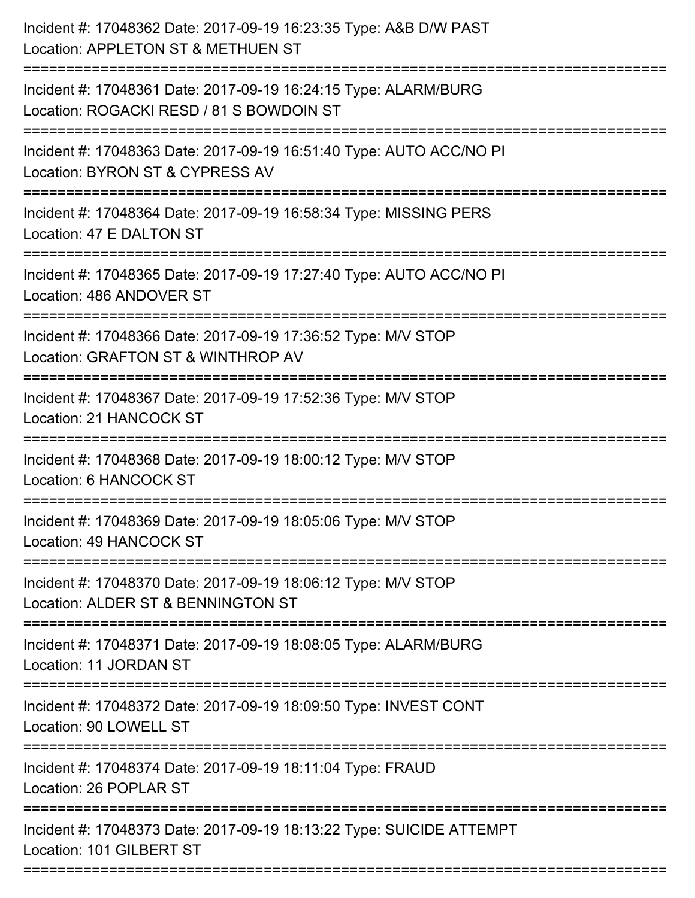Incident #: 17048362 Date: 2017-09-19 16:23:35 Type: A&B D/W PAST
Location: APPLETON ST & METHUEN ST

===========================================================================

Incident #: 17048361 Date: 2017-09-19 16:24:15 Type: ALARM/BURG
Location: ROGACKI RESD / 81 S BOWDOIN ST

===========================================================================

Incident #: 17048363 Date: 2017-09-19 16:51:40 Type: AUTO ACC/NO PI
Location: BYRON ST & CYPRESS AV

===========================================================================

Incident #: 17048364 Date: 2017-09-19 16:58:34 Type: MISSING PERS
Location: 47 E DALTON ST

===========================================================================

Incident #: 17048365 Date: 2017-09-19 17:27:40 Type: AUTO ACC/NO PI
Location: 486 ANDOVER ST

===========================================================================

Incident #: 17048366 Date: 2017-09-19 17:36:52 Type: M/V STOP
Location: GRAFTON ST & WINTHROP AV

===========================================================================

Incident #: 17048367 Date: 2017-09-19 17:52:36 Type: M/V STOP
Location: 21 HANCOCK ST

===========================================================================

Incident #: 17048368 Date: 2017-09-19 18:00:12 Type: M/V STOP
Location: 6 HANCOCK ST

===========================================================================

Incident #: 17048369 Date: 2017-09-19 18:05:06 Type: M/V STOP
Location: 49 HANCOCK ST

===========================================================================

Incident #: 17048370 Date: 2017-09-19 18:06:12 Type: M/V STOP
Location: ALDER ST & BENNINGTON ST

===========================================================================

Incident #: 17048371 Date: 2017-09-19 18:08:05 Type: ALARM/BURG
Location: 11 JORDAN ST

===========================================================================

Incident #: 17048372 Date: 2017-09-19 18:09:50 Type: INVEST CONT
Location: 90 LOWELL ST

===========================================================================

Incident #: 17048374 Date: 2017-09-19 18:11:04 Type: FRAUD
Location: 26 POPLAR ST

===========================================================================

Incident #: 17048373 Date: 2017-09-19 18:13:22 Type: SUICIDE ATTEMPT
Location: 101 GILBERT ST

===========================================================================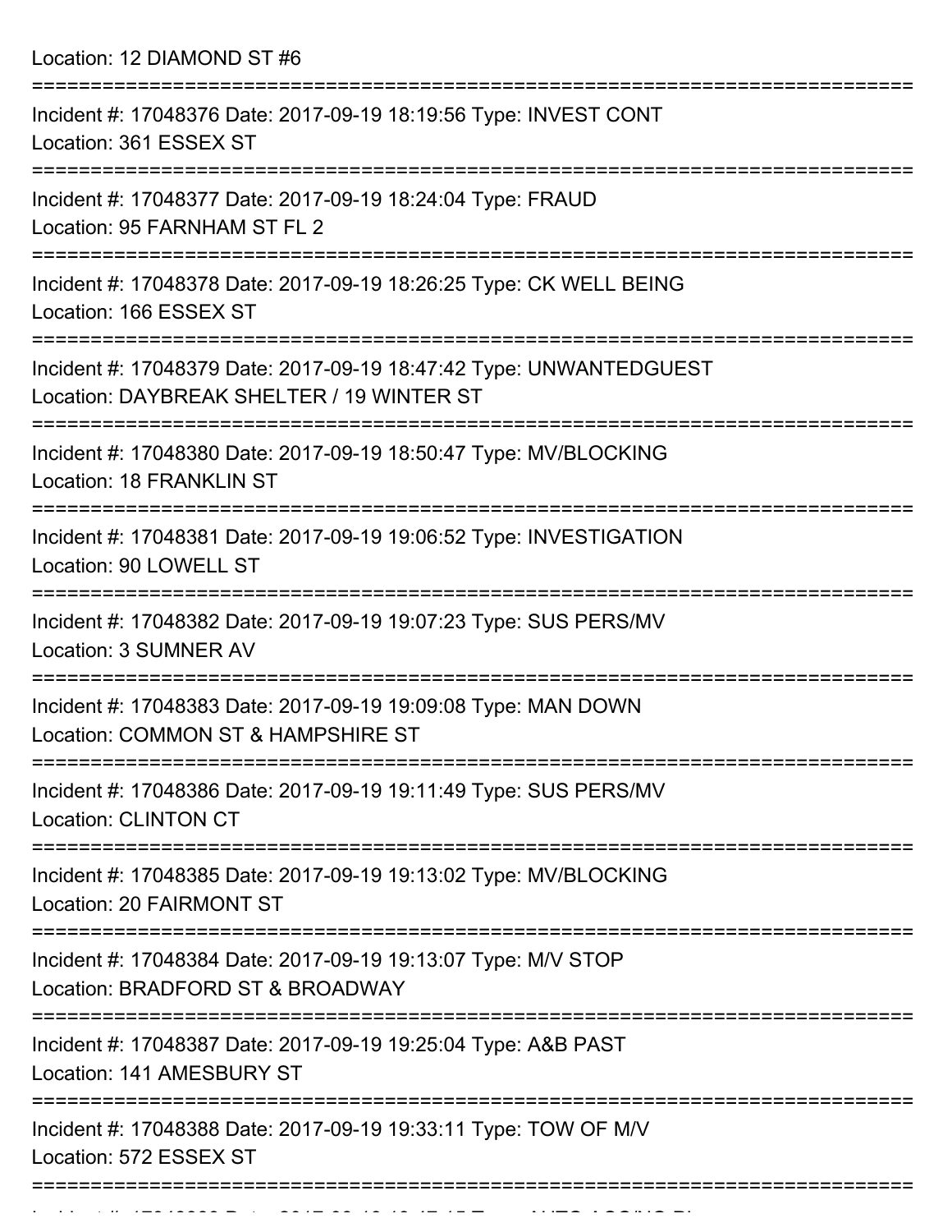Location: 12 DIAMOND ST #6

===========================================================================

Incident #: 17048376 Date: 2017-09-19 18:19:56 Type: INVEST CONT
Location: 361 ESSEX ST

===========================================================================

Incident #: 17048377 Date: 2017-09-19 18:24:04 Type: FRAUD
Location: 95 FARNHAM ST FL 2

===========================================================================

Incident #: 17048378 Date: 2017-09-19 18:26:25 Type: CK WELL BEING
Location: 166 ESSEX ST

===========================================================================

Incident #: 17048379 Date: 2017-09-19 18:47:42 Type: UNWANTEDGUEST
Location: DAYBREAK SHELTER / 19 WINTER ST

===========================================================================

Incident #: 17048380 Date: 2017-09-19 18:50:47 Type: MV/BLOCKING
Location: 18 FRANKLIN ST

===========================================================================

Incident #: 17048381 Date: 2017-09-19 19:06:52 Type: INVESTIGATION
Location: 90 LOWELL ST

===========================================================================

Incident #: 17048382 Date: 2017-09-19 19:07:23 Type: SUS PERS/MV
Location: 3 SUMNER AV

===========================================================================

Incident #: 17048383 Date: 2017-09-19 19:09:08 Type: MAN DOWN
Location: COMMON ST & HAMPSHIRE ST

===========================================================================

Incident #: 17048386 Date: 2017-09-19 19:11:49 Type: SUS PERS/MV
Location: CLINTON CT

===========================================================================

Incident #: 17048385 Date: 2017-09-19 19:13:02 Type: MV/BLOCKING
Location: 20 FAIRMONT ST

===========================================================================

Incident #: 17048384 Date: 2017-09-19 19:13:07 Type: M/V STOP
Location: BRADFORD ST & BROADWAY

===========================================================================

Incident #: 17048387 Date: 2017-09-19 19:25:04 Type: A&B PAST
Location: 141 AMESBURY ST

===========================================================================

Incident #: 17048388 Date: 2017-09-19 19:33:11 Type: TOW OF M/V
Location: 572 ESSEX ST

===========================================================================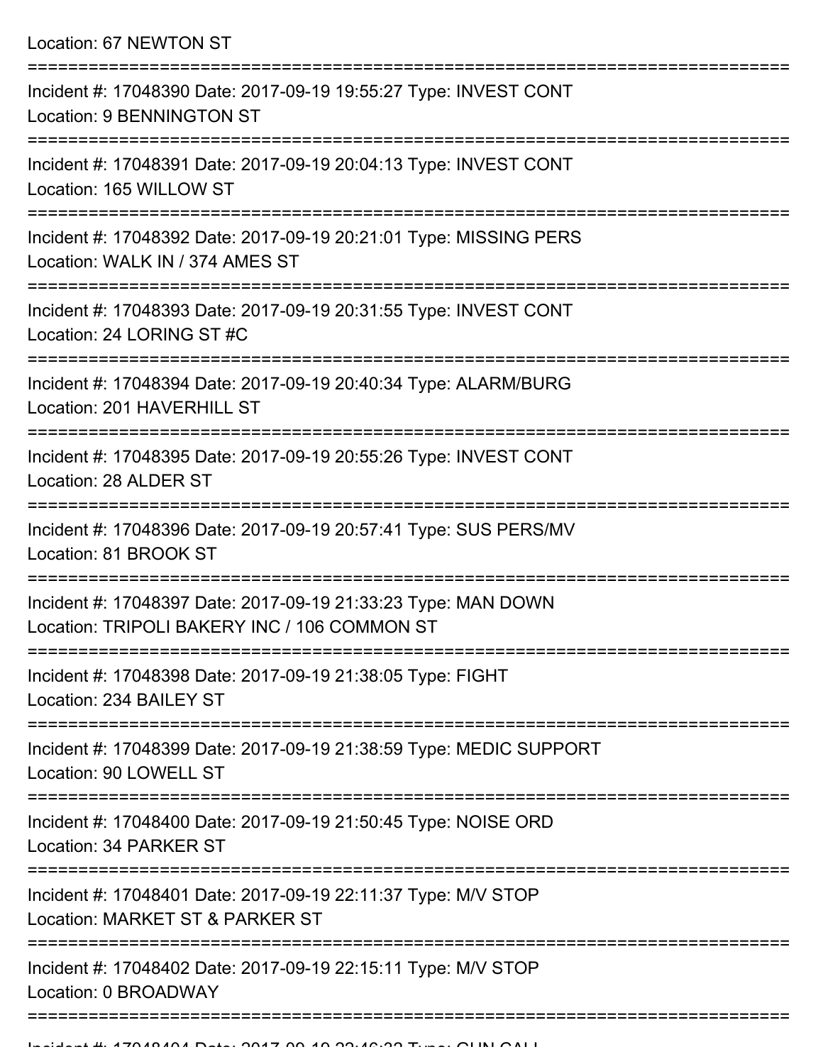Location: 67 NEWTON ST

===========================================================================

Incident #: 17048390 Date: 2017-09-19 19:55:27 Type: INVEST CONT
Location: 9 BENNINGTON ST

===========================================================================

Incident #: 17048391 Date: 2017-09-19 20:04:13 Type: INVEST CONT
Location: 165 WILLOW ST

===========================================================================

Incident #: 17048392 Date: 2017-09-19 20:21:01 Type: MISSING PERS
Location: WALK IN / 374 AMES ST

===========================================================================

Incident #: 17048393 Date: 2017-09-19 20:31:55 Type: INVEST CONT
Location: 24 LORING ST #C

===========================================================================

Incident #: 17048394 Date: 2017-09-19 20:40:34 Type: ALARM/BURG
Location: 201 HAVERHILL ST

===========================================================================

Incident #: 17048395 Date: 2017-09-19 20:55:26 Type: INVEST CONT
Location: 28 ALDER ST

===========================================================================

Incident #: 17048396 Date: 2017-09-19 20:57:41 Type: SUS PERS/MV
Location: 81 BROOK ST

===========================================================================

Incident #: 17048397 Date: 2017-09-19 21:33:23 Type: MAN DOWN
Location: TRIPOLI BAKERY INC / 106 COMMON ST

===========================================================================

Incident #: 17048398 Date: 2017-09-19 21:38:05 Type: FIGHT
Location: 234 BAILEY ST

===========================================================================

Incident #: 17048399 Date: 2017-09-19 21:38:59 Type: MEDIC SUPPORT
Location: 90 LOWELL ST

===========================================================================

Incident #: 17048400 Date: 2017-09-19 21:50:45 Type: NOISE ORD
Location: 34 PARKER ST

===========================================================================

Incident #: 17048401 Date: 2017-09-19 22:11:37 Type: M/V STOP
Location: MARKET ST & PARKER ST

===========================================================================

Incident #: 17048402 Date: 2017-09-19 22:15:11 Type: M/V STOP
Location: 0 BROADWAY

===========================================================================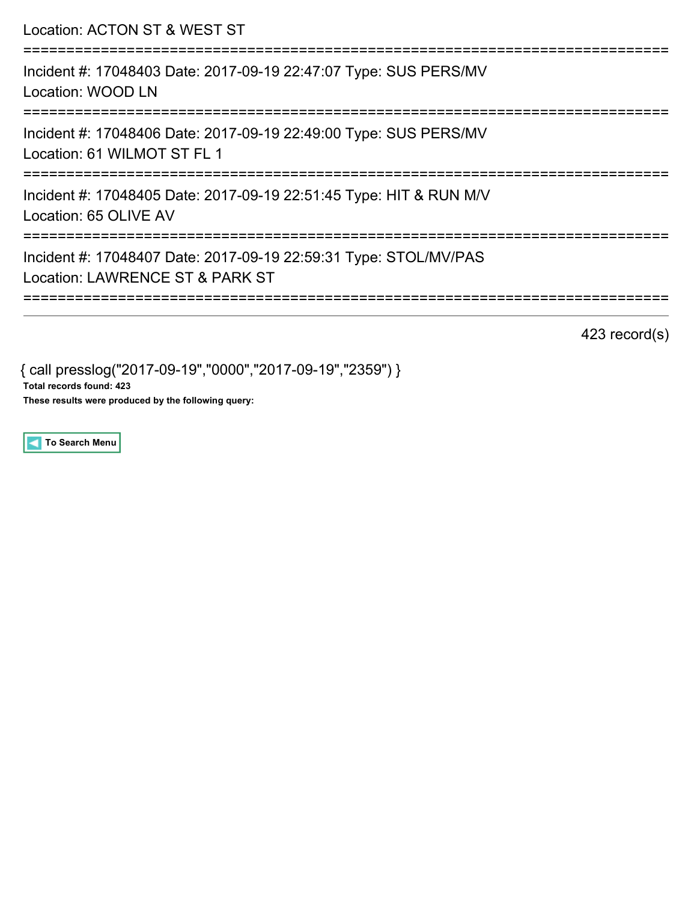Location: ACTON ST & WEST ST

===========================================================================

Incident #: 17048403 Date: 2017-09-19 22:47:07 Type: SUS PERS/MV

Location: WOOD LN

===========================================================================

Incident #: 17048406 Date: 2017-09-19 22:49:00 Type: SUS PERS/MV

Location: 61 WILMOT ST FL 1

===========================================================================

Incident #: 17048405 Date: 2017-09-19 22:51:45 Type: HIT & RUN M/V

Location: 65 OLIVE AV

===========================================================================

Incident #: 17048407 Date: 2017-09-19 22:59:31 Type: STOL/MV/PAS

Location: LAWRENCE ST & PARK ST

===========================================================================

423 record(s)

{ call presslog("2017-09-19","0000","2017-09-19","2359") }

**Total records found: 423**

**These results were produced by the following query:**

To Search Menu